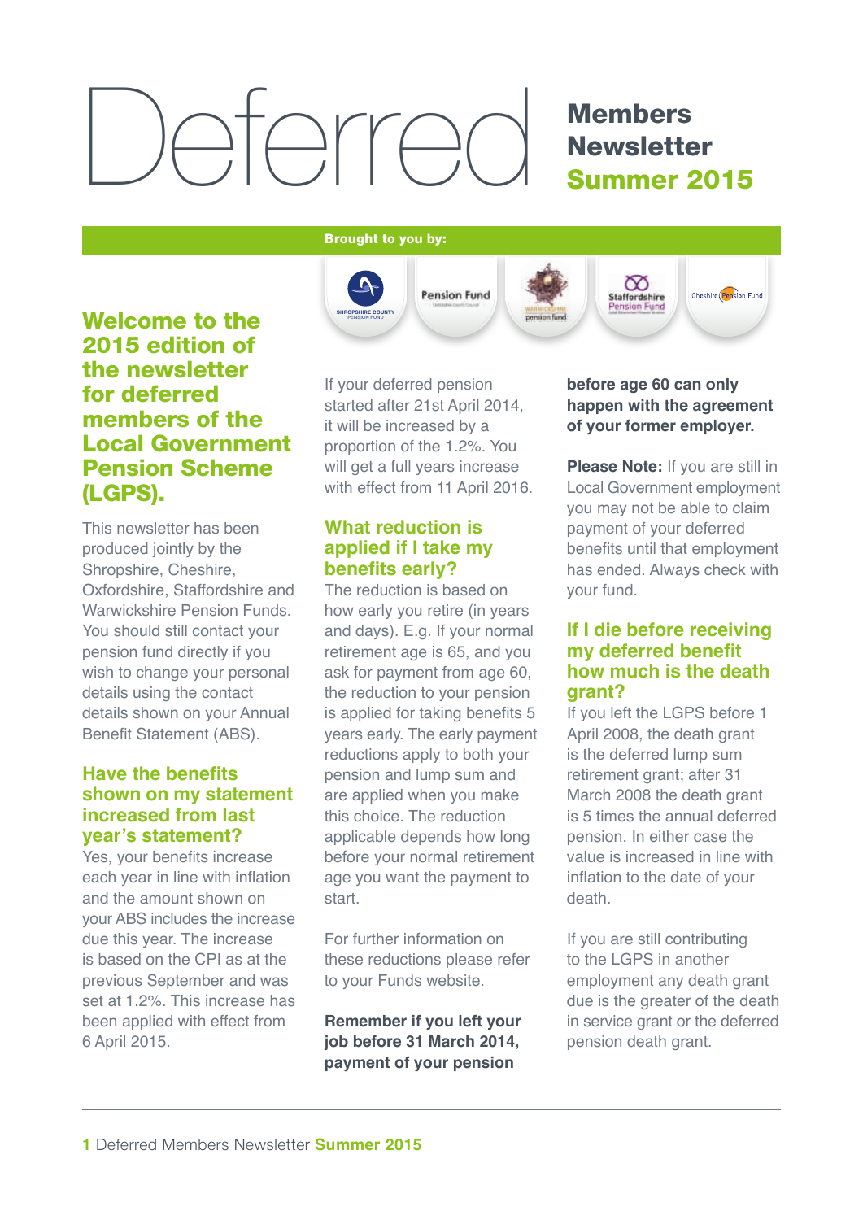# Deferred Members Newsletter Summer 2015

**Brought to you by:**

Shropshire County Pension Fund | Pension Fund | Warwickshire Pension Fund | Staffordshire Pension Fund | Cheshire Pension Fund

## Welcome to the 2015 edition of the newsletter for deferred members of the Local Government Pension Scheme (LGPS).

This newsletter has been produced jointly by the Shropshire, Cheshire, Oxfordshire, Staffordshire and Warwickshire Pension Funds. You should still contact your pension fund directly if you wish to change your personal details using the contact details shown on your Annual Benefit Statement (ABS).

### Have the benefits shown on my statement increased from last year's statement?

Yes, your benefits increase each year in line with inflation and the amount shown on your ABS includes the increase due this year. The increase is based on the CPI as at the previous September and was set at 1.2%. This increase has been applied with effect from 6 April 2015.

If your deferred pension started after 21st April 2014, it will be increased by a proportion of the 1.2%. You will get a full years increase with effect from 11 April 2016.

### What reduction is applied if I take my benefits early?

The reduction is based on how early you retire (in years and days). E.g. If your normal retirement age is 65, and you ask for payment from age 60, the reduction to your pension is applied for taking benefits 5 years early. The early payment reductions apply to both your pension and lump sum and are applied when you make this choice. The reduction applicable depends how long before your normal retirement age you want the payment to start.

For further information on these reductions please refer to your Funds website.

**Remember if you left your job before 31 March 2014, payment of your pension before age 60 can only happen with the agreement of your former employer.**

**Please Note:** If you are still in Local Government employment you may not be able to claim payment of your deferred benefits until that employment has ended. Always check with your fund.

### If I die before receiving my deferred benefit how much is the death grant?

If you left the LGPS before 1 April 2008, the death grant is the deferred lump sum retirement grant; after 31 March 2008 the death grant is 5 times the annual deferred pension. In either case the value is increased in line with inflation to the date of your death.

If you are still contributing to the LGPS in another employment any death grant due is the greater of the death in service grant or the deferred pension death grant.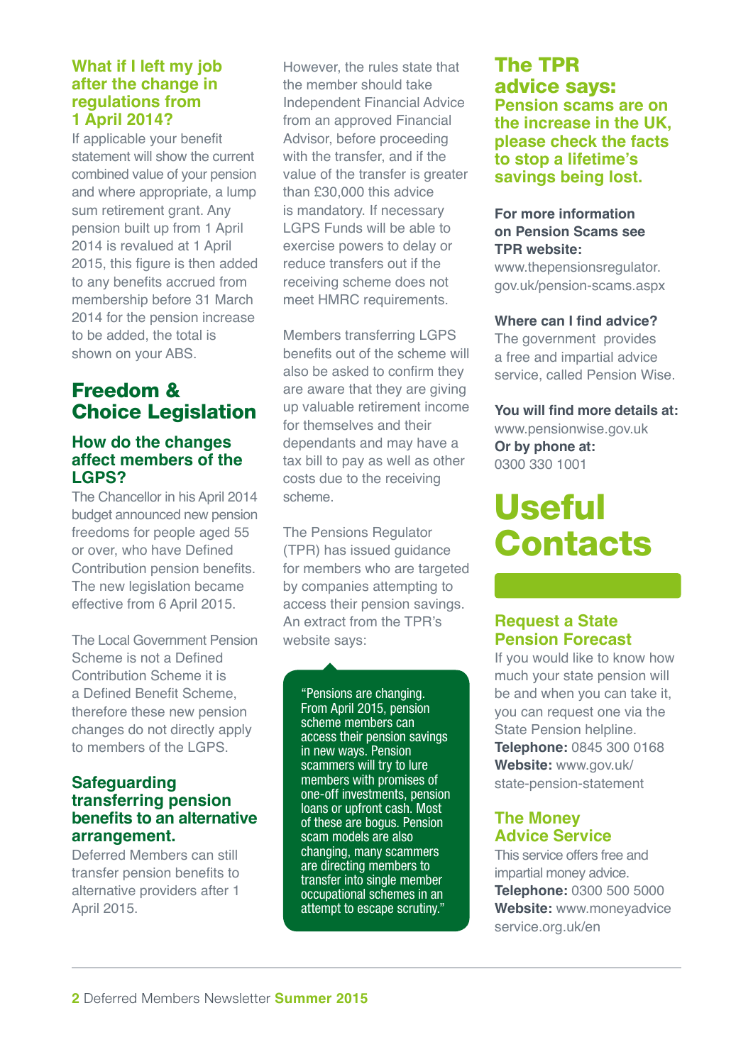### What if I left my job after the change in regulations from 1 April 2014?

If applicable your benefit statement will show the current combined value of your pension and where appropriate, a lump sum retirement grant. Any pension built up from 1 April 2014 is revalued at 1 April 2015, this figure is then added to any benefits accrued from membership before 31 March 2014 for the pension increase to be added, the total is shown on your ABS.

## Freedom & Choice Legislation

### How do the changes affect members of the LGPS?

The Chancellor in his April 2014 budget announced new pension freedoms for people aged 55 or over, who have Defined Contribution pension benefits. The new legislation became effective from 6 April 2015.

The Local Government Pension Scheme is not a Defined Contribution Scheme it is a Defined Benefit Scheme, therefore these new pension changes do not directly apply to members of the LGPS.

### Safeguarding transferring pension benefits to an alternative arrangement.

Deferred Members can still transfer pension benefits to alternative providers after 1 April 2015.

However, the rules state that the member should take Independent Financial Advice from an approved Financial Advisor, before proceeding with the transfer, and if the value of the transfer is greater than £30,000 this advice is mandatory. If necessary LGPS Funds will be able to exercise powers to delay or reduce transfers out if the receiving scheme does not meet HMRC requirements.

Members transferring LGPS benefits out of the scheme will also be asked to confirm they are aware that they are giving up valuable retirement income for themselves and their dependants and may have a tax bill to pay as well as other costs due to the receiving scheme.

The Pensions Regulator (TPR) has issued guidance for members who are targeted by companies attempting to access their pension savings. An extract from the TPR's website says:

"Pensions are changing. From April 2015, pension scheme members can access their pension savings in new ways. Pension scammers will try to lure members with promises of one-off investments, pension loans or upfront cash. Most of these are bogus. Pension scam models are also changing, many scammers are directing members to transfer into single member occupational schemes in an attempt to escape scrutiny."

## The TPR advice says:

### Pension scams are on the increase in the UK, please check the facts to stop a lifetime's savings being lost.

**For more information on Pension Scams see TPR website:**
www.thepensionsregulator.gov.uk/pension-scams.aspx

**Where can I find advice?**
The government provides a free and impartial advice service, called Pension Wise.

**You will find more details at:**
www.pensionwise.gov.uk
**Or by phone at:**
0300 330 1001

# Useful Contacts

### Request a State Pension Forecast

If you would like to know how much your state pension will be and when you can take it, you can request one via the State Pension helpline.
**Telephone:** 0845 300 0168
**Website:** www.gov.uk/state-pension-statement

### The Money Advice Service

This service offers free and impartial money advice.
**Telephone:** 0300 500 5000
**Website:** www.moneyadviceservice.org.uk/en